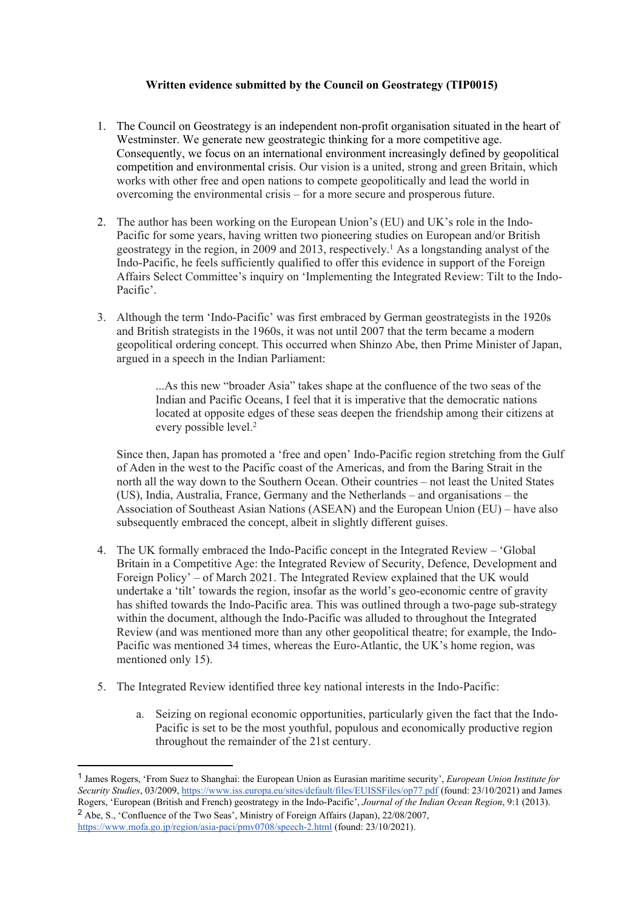**Written evidence submitted by the Council on Geostrategy (TIP0015)**

1. The Council on Geostrategy is an independent non-profit organisation situated in the heart of Westminster. We generate new geostrategic thinking for a more competitive age. Consequently, we focus on an international environment increasingly defined by geopolitical competition and environmental crisis. Our vision is a united, strong and green Britain, which works with other free and open nations to compete geopolitically and lead the world in overcoming the environmental crisis – for a more secure and prosperous future.

2. The author has been working on the European Union's (EU) and UK's role in the Indo-Pacific for some years, having written two pioneering studies on European and/or British geostrategy in the region, in 2009 and 2013, respectively.[1] As a longstanding analyst of the Indo-Pacific, he feels sufficiently qualified to offer this evidence in support of the Foreign Affairs Select Committee's inquiry on 'Implementing the Integrated Review: Tilt to the Indo-Pacific'.

3. Although the term 'Indo-Pacific' was first embraced by German geostrategists in the 1920s and British strategists in the 1960s, it was not until 2007 that the term became a modern geopolitical ordering concept. This occurred when Shinzo Abe, then Prime Minister of Japan, argued in a speech in the Indian Parliament:

   > ...As this new "broader Asia" takes shape at the confluence of the two seas of the Indian and Pacific Oceans, I feel that it is imperative that the democratic nations located at opposite edges of these seas deepen the friendship among their citizens at every possible level.[2]

   Since then, Japan has promoted a 'free and open' Indo-Pacific region stretching from the Gulf of Aden in the west to the Pacific coast of the Americas, and from the Baring Strait in the north all the way down to the Southern Ocean. Otheir countries – not least the United States (US), India, Australia, France, Germany and the Netherlands – and organisations – the Association of Southeast Asian Nations (ASEAN) and the European Union (EU) – have also subsequently embraced the concept, albeit in slightly different guises.

4. The UK formally embraced the Indo-Pacific concept in the Integrated Review – 'Global Britain in a Competitive Age: the Integrated Review of Security, Defence, Development and Foreign Policy' – of March 2021. The Integrated Review explained that the UK would undertake a 'tilt' towards the region, insofar as the world's geo-economic centre of gravity has shifted towards the Indo-Pacific area. This was outlined through a two-page sub-strategy within the document, although the Indo-Pacific was alluded to throughout the Integrated Review (and was mentioned more than any other geopolitical theatre; for example, the Indo-Pacific was mentioned 34 times, whereas the Euro-Atlantic, the UK's home region, was mentioned only 15).

5. The Integrated Review identified three key national interests in the Indo-Pacific:

   a. Seizing on regional economic opportunities, particularly given the fact that the Indo-Pacific is set to be the most youthful, populous and economically productive region throughout the remainder of the 21st century.

---

[1] James Rogers, 'From Suez to Shanghai: the European Union as Eurasian maritime security', *European Union Institute for Security Studies*, 03/2009, https://www.iss.europa.eu/sites/default/files/EUISSFiles/op77.pdf (found: 23/10/2021) and James Rogers, 'European (British and French) geostrategy in the Indo-Pacific', *Journal of the Indian Ocean Region*, 9:1 (2013).

[2] Abe, S., 'Confluence of the Two Seas', Ministry of Foreign Affairs (Japan), 22/08/2007, https://www.mofa.go.jp/region/asia-paci/pmv0708/speech-2.html (found: 23/10/2021).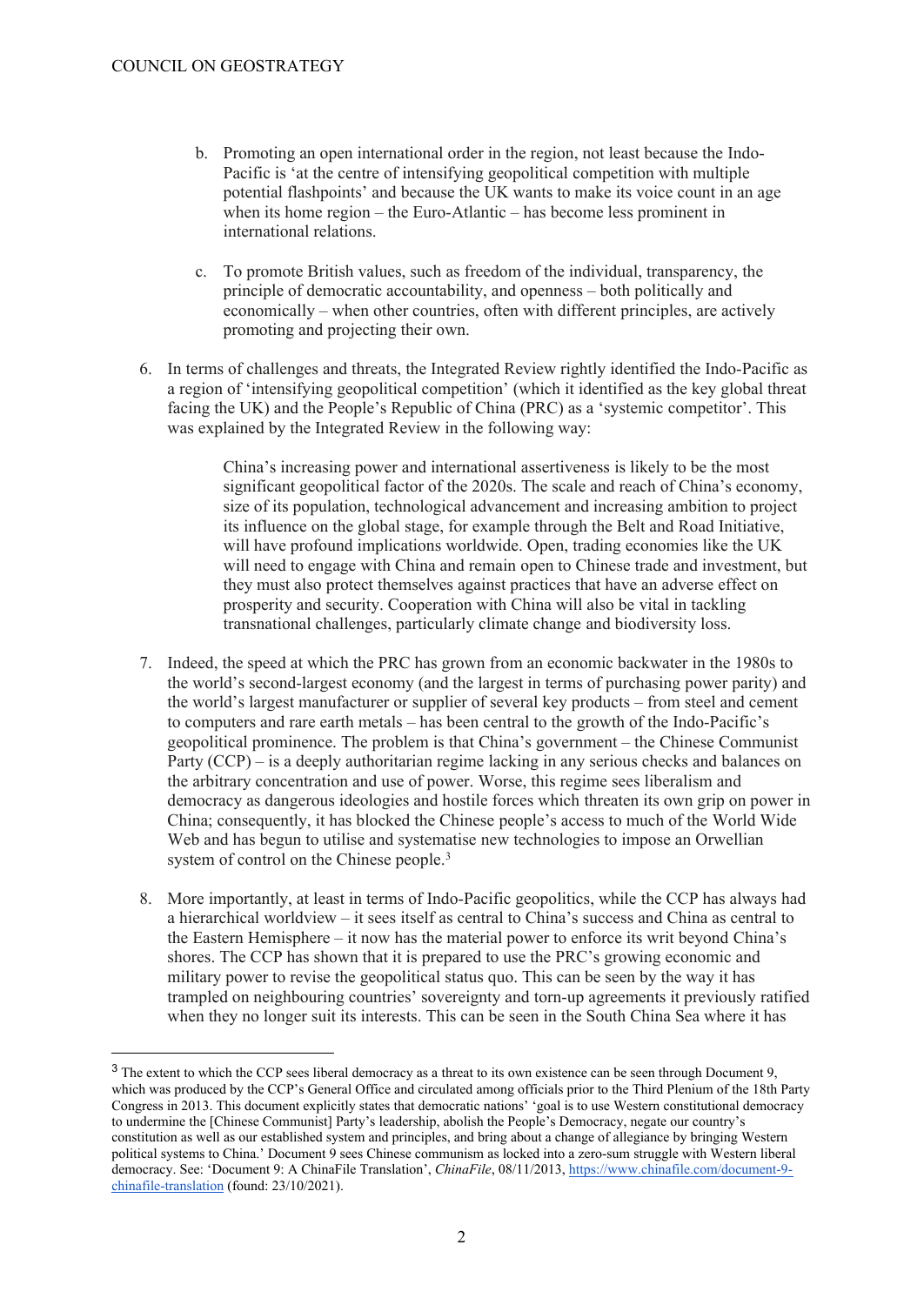b. Promoting an open international order in the region, not least because the Indo-Pacific is 'at the centre of intensifying geopolitical competition with multiple potential flashpoints' and because the UK wants to make its voice count in an age when its home region – the Euro-Atlantic – has become less prominent in international relations.

c. To promote British values, such as freedom of the individual, transparency, the principle of democratic accountability, and openness – both politically and economically – when other countries, often with different principles, are actively promoting and projecting their own.

6. In terms of challenges and threats, the Integrated Review rightly identified the Indo-Pacific as a region of 'intensifying geopolitical competition' (which it identified as the key global threat facing the UK) and the People's Republic of China (PRC) as a 'systemic competitor'. This was explained by the Integrated Review in the following way:

> China's increasing power and international assertiveness is likely to be the most significant geopolitical factor of the 2020s. The scale and reach of China's economy, size of its population, technological advancement and increasing ambition to project its influence on the global stage, for example through the Belt and Road Initiative, will have profound implications worldwide. Open, trading economies like the UK will need to engage with China and remain open to Chinese trade and investment, but they must also protect themselves against practices that have an adverse effect on prosperity and security. Cooperation with China will also be vital in tackling transnational challenges, particularly climate change and biodiversity loss.

7. Indeed, the speed at which the PRC has grown from an economic backwater in the 1980s to the world's second-largest economy (and the largest in terms of purchasing power parity) and the world's largest manufacturer or supplier of several key products – from steel and cement to computers and rare earth metals – has been central to the growth of the Indo-Pacific's geopolitical prominence. The problem is that China's government – the Chinese Communist Party (CCP) – is a deeply authoritarian regime lacking in any serious checks and balances on the arbitrary concentration and use of power. Worse, this regime sees liberalism and democracy as dangerous ideologies and hostile forces which threaten its own grip on power in China; consequently, it has blocked the Chinese people's access to much of the World Wide Web and has begun to utilise and systematise new technologies to impose an Orwellian system of control on the Chinese people.[3]

8. More importantly, at least in terms of Indo-Pacific geopolitics, while the CCP has always had a hierarchical worldview – it sees itself as central to China's success and China as central to the Eastern Hemisphere – it now has the material power to enforce its writ beyond China's shores. The CCP has shown that it is prepared to use the PRC's growing economic and military power to revise the geopolitical status quo. This can be seen by the way it has trampled on neighbouring countries' sovereignty and torn-up agreements it previously ratified when they no longer suit its interests. This can be seen in the South China Sea where it has

---

[3] The extent to which the CCP sees liberal democracy as a threat to its own existence can be seen through Document 9, which was produced by the CCP's General Office and circulated among officials prior to the Third Plenium of the 18th Party Congress in 2013. This document explicitly states that democratic nations' 'goal is to use Western constitutional democracy to undermine the [Chinese Communist] Party's leadership, abolish the People's Democracy, negate our country's constitution as well as our established system and principles, and bring about a change of allegiance by bringing Western political systems to China.' Document 9 sees Chinese communism as locked into a zero-sum struggle with Western liberal democracy. See: 'Document 9: A ChinaFile Translation', *ChinaFile*, 08/11/2013, https://www.chinafile.com/document-9-chinafile-translation (found: 23/10/2021).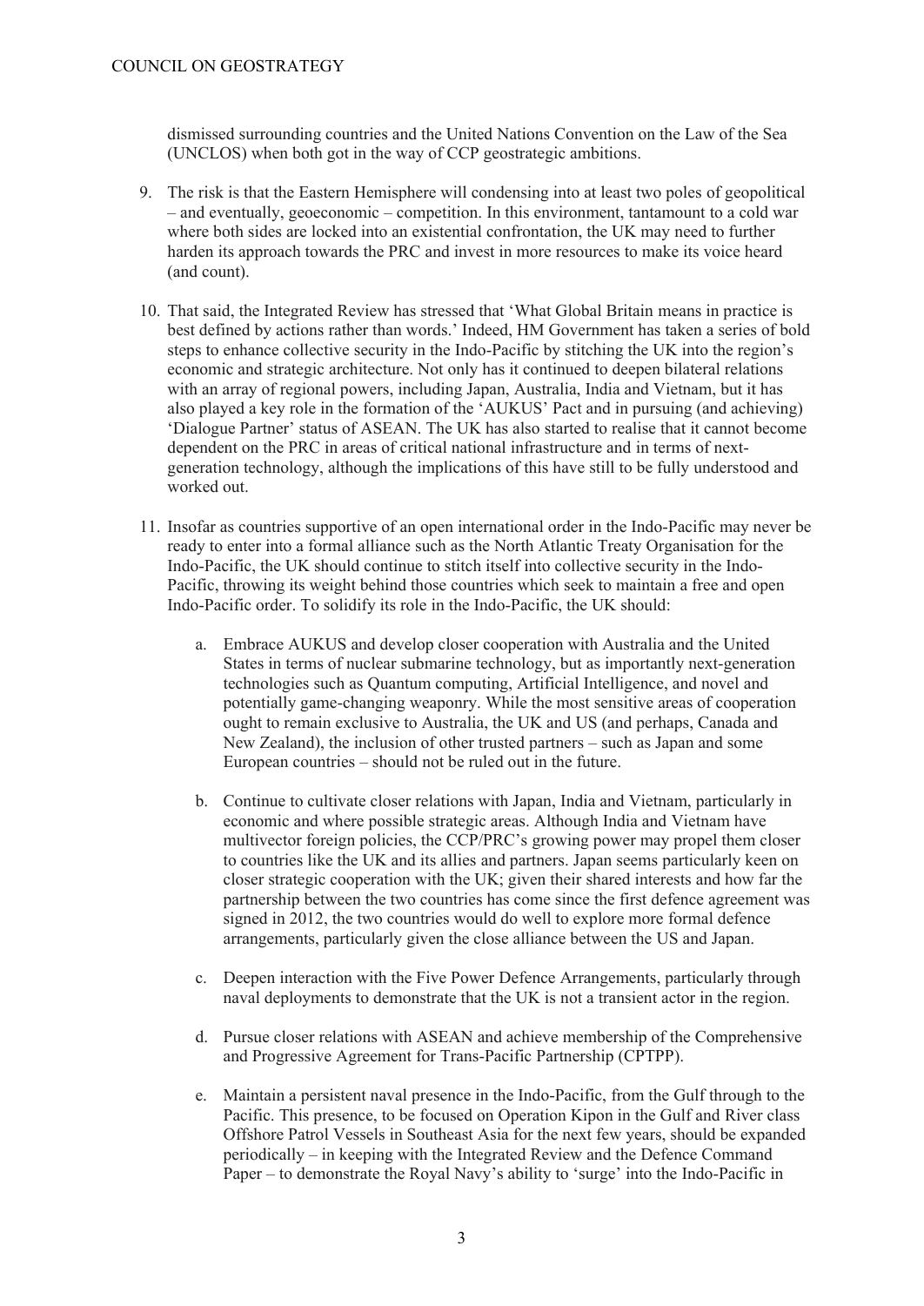dismissed surrounding countries and the United Nations Convention on the Law of the Sea (UNCLOS) when both got in the way of CCP geostrategic ambitions.

9. The risk is that the Eastern Hemisphere will condensing into at least two poles of geopolitical – and eventually, geoeconomic – competition. In this environment, tantamount to a cold war where both sides are locked into an existential confrontation, the UK may need to further harden its approach towards the PRC and invest in more resources to make its voice heard (and count).

10. That said, the Integrated Review has stressed that 'What Global Britain means in practice is best defined by actions rather than words.' Indeed, HM Government has taken a series of bold steps to enhance collective security in the Indo-Pacific by stitching the UK into the region's economic and strategic architecture. Not only has it continued to deepen bilateral relations with an array of regional powers, including Japan, Australia, India and Vietnam, but it has also played a key role in the formation of the 'AUKUS' Pact and in pursuing (and achieving) 'Dialogue Partner' status of ASEAN. The UK has also started to realise that it cannot become dependent on the PRC in areas of critical national infrastructure and in terms of next-generation technology, although the implications of this have still to be fully understood and worked out.

11. Insofar as countries supportive of an open international order in the Indo-Pacific may never be ready to enter into a formal alliance such as the North Atlantic Treaty Organisation for the Indo-Pacific, the UK should continue to stitch itself into collective security in the Indo-Pacific, throwing its weight behind those countries which seek to maintain a free and open Indo-Pacific order. To solidify its role in the Indo-Pacific, the UK should:

    a. Embrace AUKUS and develop closer cooperation with Australia and the United States in terms of nuclear submarine technology, but as importantly next-generation technologies such as Quantum computing, Artificial Intelligence, and novel and potentially game-changing weaponry. While the most sensitive areas of cooperation ought to remain exclusive to Australia, the UK and US (and perhaps, Canada and New Zealand), the inclusion of other trusted partners – such as Japan and some European countries – should not be ruled out in the future.

    b. Continue to cultivate closer relations with Japan, India and Vietnam, particularly in economic and where possible strategic areas. Although India and Vietnam have multivector foreign policies, the CCP/PRC's growing power may propel them closer to countries like the UK and its allies and partners. Japan seems particularly keen on closer strategic cooperation with the UK; given their shared interests and how far the partnership between the two countries has come since the first defence agreement was signed in 2012, the two countries would do well to explore more formal defence arrangements, particularly given the close alliance between the US and Japan.

    c. Deepen interaction with the Five Power Defence Arrangements, particularly through naval deployments to demonstrate that the UK is not a transient actor in the region.

    d. Pursue closer relations with ASEAN and achieve membership of the Comprehensive and Progressive Agreement for Trans-Pacific Partnership (CPTPP).

    e. Maintain a persistent naval presence in the Indo-Pacific, from the Gulf through to the Pacific. This presence, to be focused on Operation Kipon in the Gulf and River class Offshore Patrol Vessels in Southeast Asia for the next few years, should be expanded periodically – in keeping with the Integrated Review and the Defence Command Paper – to demonstrate the Royal Navy's ability to 'surge' into the Indo-Pacific in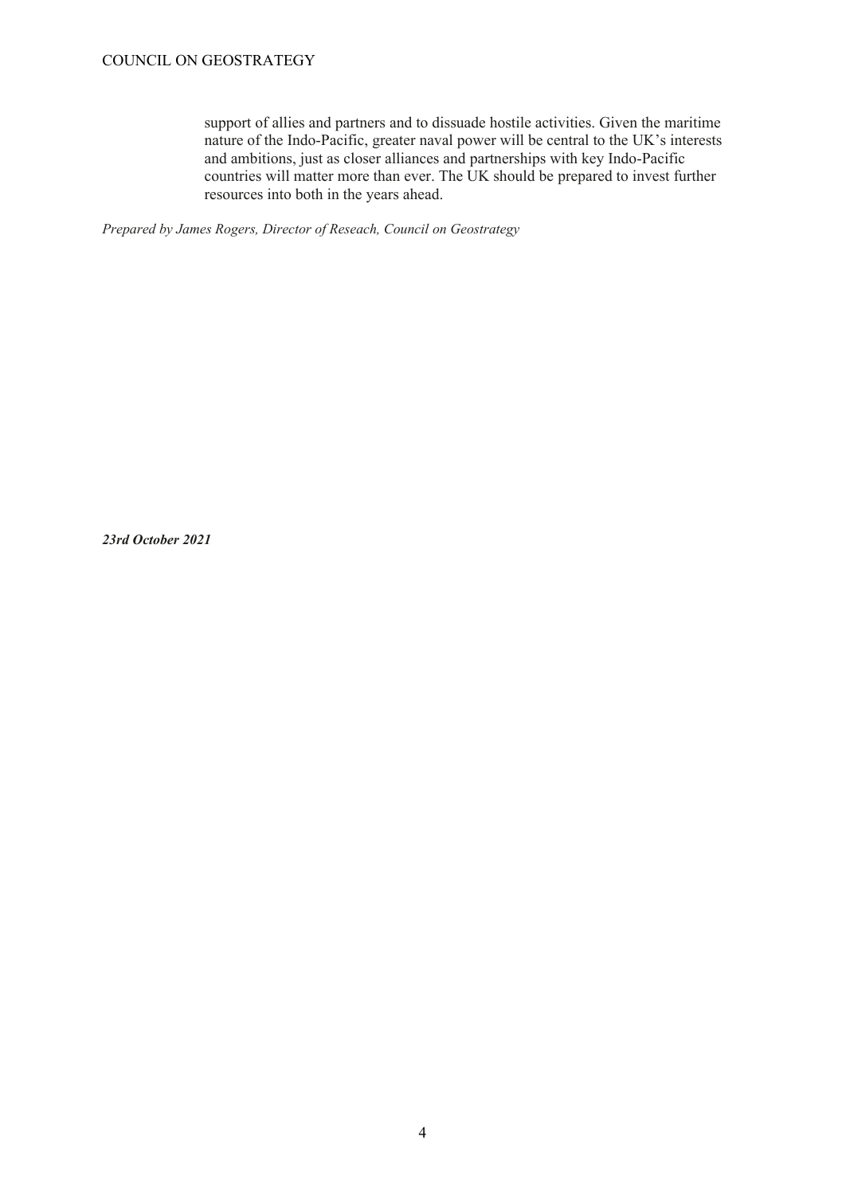support of allies and partners and to dissuade hostile activities. Given the maritime nature of the Indo-Pacific, greater naval power will be central to the UK's interests and ambitions, just as closer alliances and partnerships with key Indo-Pacific countries will matter more than ever. The UK should be prepared to invest further resources into both in the years ahead.

*Prepared by James Rogers, Director of Reseach, Council on Geostrategy*

***23rd October 2021***